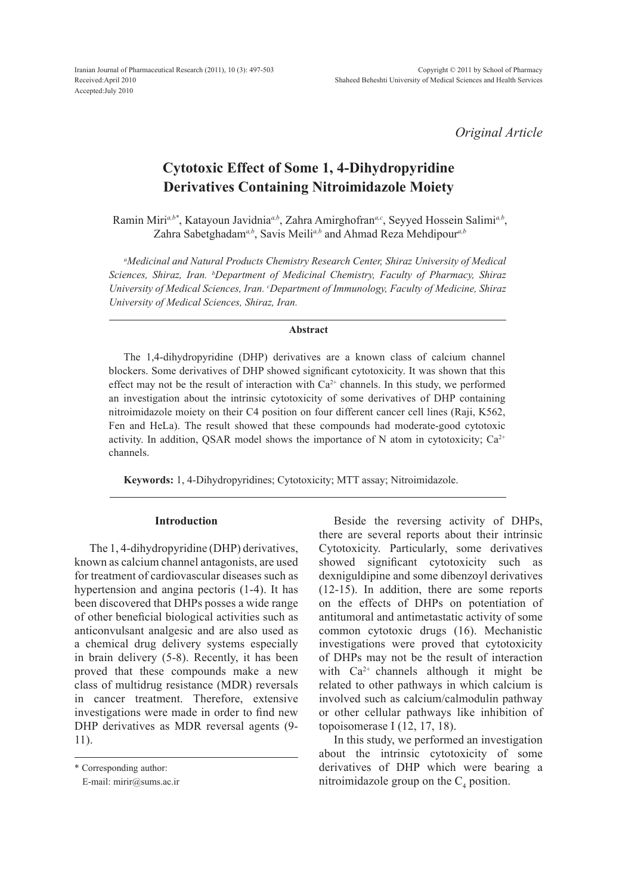*Original Article*

# Cytotoxic Effect of Some 1, 4-Dihydropyridine Derivatives Containing Nitroimidazole Moiety

Ramin Miri[a,b*], Katayoun Javidnia[a,b], Zahra Amirghofran[a,c], Seyyed Hossein Salimi[a,b], Zahra Sabetghadam[a,b], Savis Meili[a,b] and Ahmad Reza Mehdipour[a,b]

*[a]Medicinal and Natural Products Chemistry Research Center, Shiraz University of Medical Sciences, Shiraz, Iran. [b]Department of Medicinal Chemistry, Faculty of Pharmacy, Shiraz University of Medical Sciences, Iran. [c]Department of Immunology, Faculty of Medicine, Shiraz University of Medical Sciences, Shiraz, Iran.*

### Abstract

The 1,4-dihydropyridine (DHP) derivatives are a known class of calcium channel blockers. Some derivatives of DHP showed significant cytotoxicity. It was shown that this effect may not be the result of interaction with $Ca^{2+}$ channels. In this study, we performed an investigation about the intrinsic cytotoxicity of some derivatives of DHP containing nitroimidazole moiety on their C4 position on four different cancer cell lines (Raji, K562, Fen and HeLa). The result showed that these compounds had moderate-good cytotoxic activity. In addition, QSAR model shows the importance of N atom in cytotoxicity; $Ca^{2+}$ channels.

**Keywords:** 1, 4-Dihydropyridines; Cytotoxicity; MTT assay; Nitroimidazole.

## Introduction

The 1, 4-dihydropyridine (DHP) derivatives, known as calcium channel antagonists, are used for treatment of cardiovascular diseases such as hypertension and angina pectoris (1-4). It has been discovered that DHPs posses a wide range of other beneficial biological activities such as anticonvulsant analgesic and are also used as a chemical drug delivery systems especially in brain delivery (5-8). Recently, it has been proved that these compounds make a new class of multidrug resistance (MDR) reversals in cancer treatment. Therefore, extensive investigations were made in order to find new DHP derivatives as MDR reversal agents (9-11).

Beside the reversing activity of DHPs, there are several reports about their intrinsic Cytotoxicity. Particularly, some derivatives showed significant cytotoxicity such as dexniguldipine and some dibenzoyl derivatives (12-15). In addition, there are some reports on the effects of DHPs on potentiation of antitumoral and antimetastatic activity of some common cytotoxic drugs (16). Mechanistic investigations were proved that cytotoxicity of DHPs may not be the result of interaction with $Ca^{2+}$ channels although it might be related to other pathways in which calcium is involved such as calcium/calmodulin pathway or other cellular pathways like inhibition of topoisomerase I (12, 17, 18).

In this study, we performed an investigation about the intrinsic cytotoxicity of some derivatives of DHP which were bearing a nitroimidazole group on the $C_4$ position.

\* Corresponding author:
E-mail: mirir@sums.ac.ir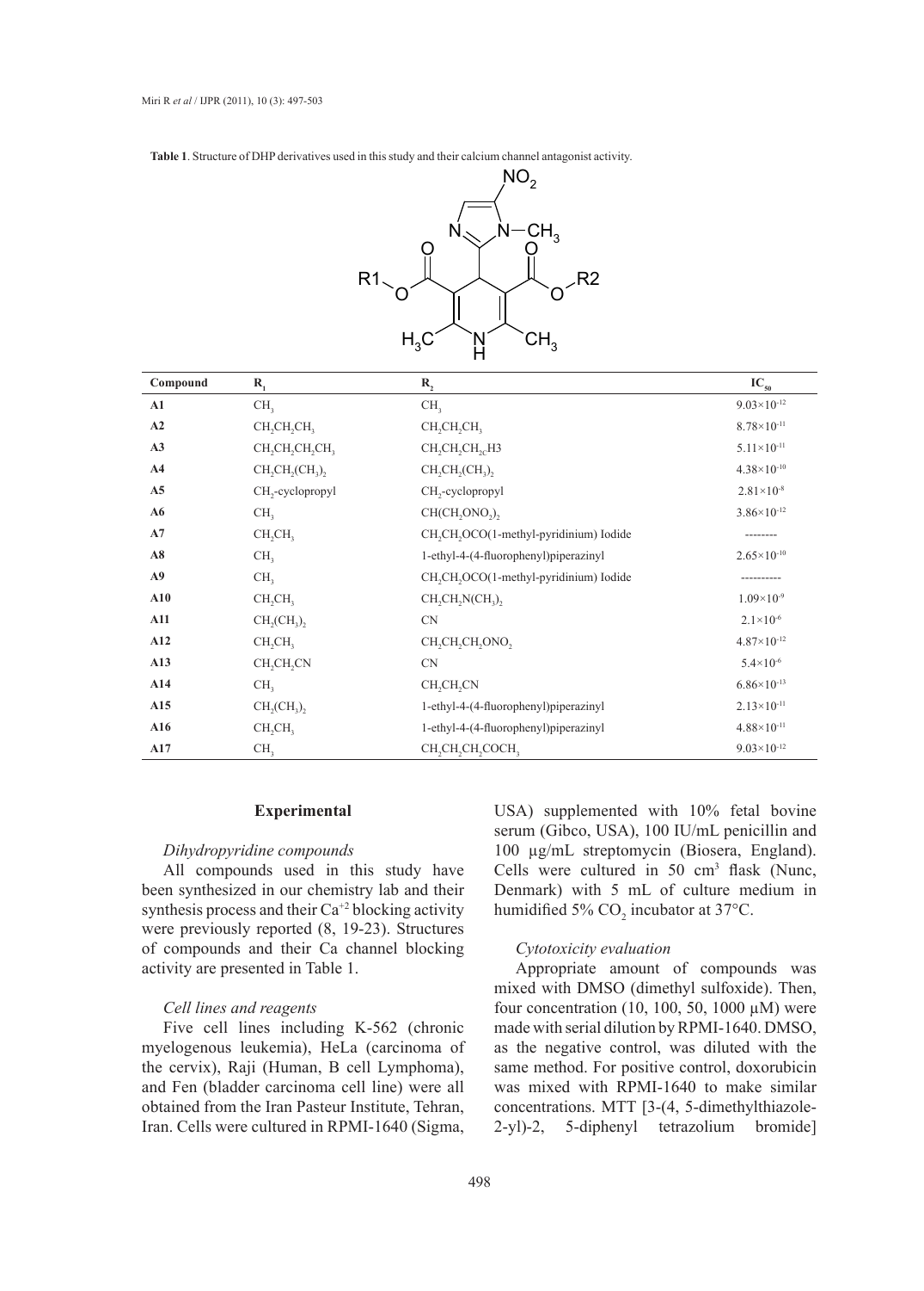**Table 1**. Structure of DHP derivatives used in this study and their calcium channel antagonist activity.

| Compound | $R_1$ | $R_2$ | $IC_{50}$ |
|---|---|---|---|
| **A1** | $CH_3$ | $CH_3$ | $9.03\times10^{-12}$ |
| **A2** | $CH_2CH_2CH_3$ | $CH_2CH_2CH_3$ | $8.78\times10^{-11}$ |
| **A3** | $CH_2CH_2CH_2CH_3$ | $CH_2CH_2CH_{2c}H3$ | $5.11\times10^{-11}$ |
| **A4** | $CH_2CH_2(CH_3)_2$ | $CH_2CH_2(CH_3)_2$ | $4.38\times10^{-10}$ |
| **A5** | $CH_2$-cyclopropyl | $CH_2$-cyclopropyl | $2.81\times10^{-8}$ |
| **A6** | $CH_3$ | $CH(CH_2ONO_2)_2$ | $3.86\times10^{-12}$ |
| **A7** | $CH_2CH_3$ | $CH_2CH_2OCO$(1-methyl-pyridinium) Iodide | -------- |
| **A8** | $CH_3$ | 1-ethyl-4-(4-fluorophenyl)piperazinyl | $2.65\times10^{-10}$ |
| **A9** | $CH_3$ | $CH_2CH_2OCO$(1-methyl-pyridinium) Iodide | ---------- |
| **A10** | $CH_2CH_3$ | $CH_2CH_2N(CH_3)_2$ | $1.09\times10^{-9}$ |
| **A11** | $CH_2(CH_3)_2$ | CN | $2.1\times10^{-6}$ |
| **A12** | $CH_2CH_3$ | $CH_2CH_2CH_2ONO_2$ | $4.87\times10^{-12}$ |
| **A13** | $CH_2CH_2CN$ | CN | $5.4\times10^{-6}$ |
| **A14** | $CH_3$ | $CH_2CH_2CN$ | $6.86\times10^{-13}$ |
| **A15** | $CH_2(CH_3)_2$ | 1-ethyl-4-(4-fluorophenyl)piperazinyl | $2.13\times10^{-11}$ |
| **A16** | $CH_2CH_3$ | 1-ethyl-4-(4-fluorophenyl)piperazinyl | $4.88\times10^{-11}$ |
| **A17** | $CH_3$ | $CH_2CH_2CH_2COCH_3$ | $9.03\times10^{-12}$ |

## Experimental

### *Dihydropyridine compounds*

All compounds used in this study have been synthesized in our chemistry lab and their synthesis process and their $Ca^{+2}$ blocking activity were previously reported (8, 19-23). Structures of compounds and their Ca channel blocking activity are presented in Table 1.

### *Cell lines and reagents*

Five cell lines including K-562 (chronic myelogenous leukemia), HeLa (carcinoma of the cervix), Raji (Human, B cell Lymphoma), and Fen (bladder carcinoma cell line) were all obtained from the Iran Pasteur Institute, Tehran, Iran. Cells were cultured in RPMI-1640 (Sigma, USA) supplemented with 10% fetal bovine serum (Gibco, USA), 100 IU/mL penicillin and 100 µg/mL streptomycin (Biosera, England). Cells were cultured in 50 $cm^3$ flask (Nunc, Denmark) with 5 mL of culture medium in humidified 5% $CO_2$ incubator at 37°C.

### *Cytotoxicity evaluation*

Appropriate amount of compounds was mixed with DMSO (dimethyl sulfoxide). Then, four concentration (10, 100, 50, 1000 µM) were made with serial dilution by RPMI-1640. DMSO, as the negative control, was diluted with the same method. For positive control, doxorubicin was mixed with RPMI-1640 to make similar concentrations. MTT [3-(4, 5-dimethylthiazole-2-yl)-2, 5-diphenyl tetrazolium bromide]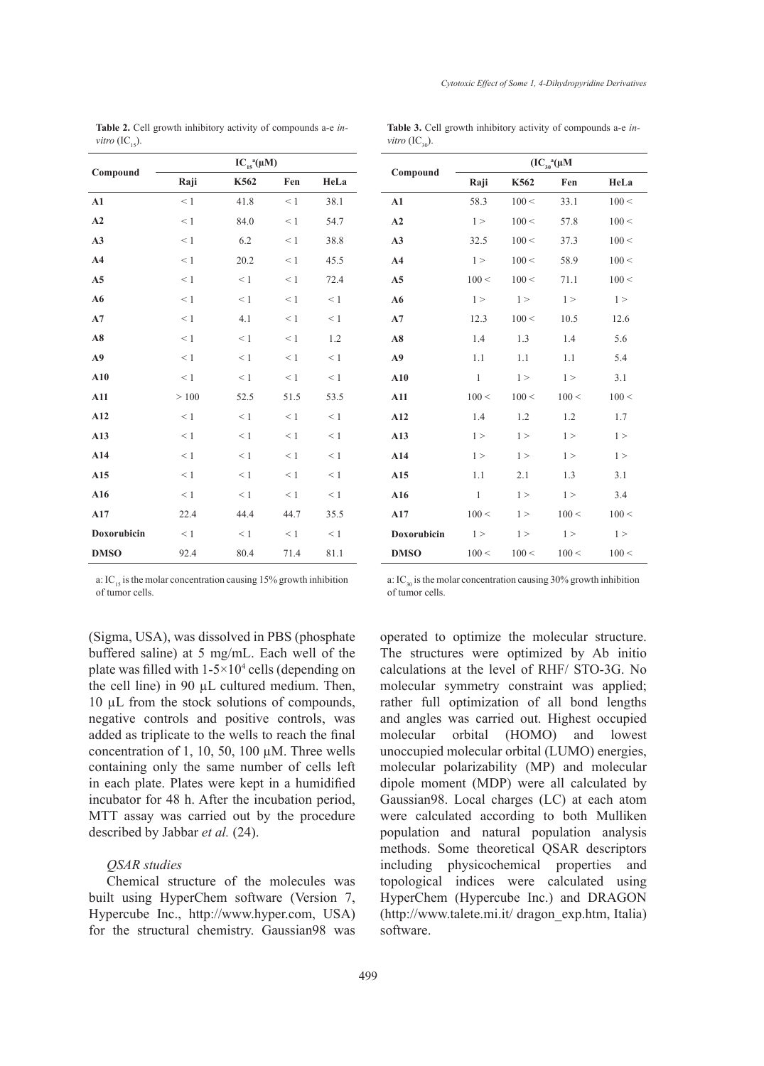**Table 2.** Cell growth inhibitory activity of compounds a-e *in-vitro* ($IC_{15}$).

| Compound | $IC_{15}$[a](μM) | | | |
|---|---|---|---|---|
| | Raji | K562 | Fen | HeLa |
| **A1** | < 1 | 41.8 | < 1 | 38.1 |
| **A2** | < 1 | 84.0 | < 1 | 54.7 |
| **A3** | < 1 | 6.2 | < 1 | 38.8 |
| **A4** | < 1 | 20.2 | < 1 | 45.5 |
| **A5** | < 1 | < 1 | < 1 | 72.4 |
| **A6** | < 1 | < 1 | < 1 | < 1 |
| **A7** | < 1 | 4.1 | < 1 | < 1 |
| **A8** | < 1 | < 1 | < 1 | 1.2 |
| **A9** | < 1 | < 1 | < 1 | < 1 |
| **A10** | < 1 | < 1 | < 1 | < 1 |
| **A11** | > 100 | 52.5 | 51.5 | 53.5 |
| **A12** | < 1 | < 1 | < 1 | < 1 |
| **A13** | < 1 | < 1 | < 1 | < 1 |
| **A14** | < 1 | < 1 | < 1 | < 1 |
| **A15** | < 1 | < 1 | < 1 | < 1 |
| **A16** | < 1 | < 1 | < 1 | < 1 |
| **A17** | 22.4 | 44.4 | 44.7 | 35.5 |
| **Doxorubicin** | < 1 | < 1 | < 1 | < 1 |
| **DMSO** | 92.4 | 80.4 | 71.4 | 81.1 |

a: $IC_{15}$ is the molar concentration causing 15% growth inhibition of tumor cells.

**Table 3.** Cell growth inhibitory activity of compounds a-e *in-vitro* ($IC_{30}$).

| Compound | ($IC_{30}$[a](μM | | | |
|---|---|---|---|---|
| | Raji | K562 | Fen | HeLa |
| **A1** | 58.3 | 100 < | 33.1 | 100 < |
| **A2** | 1 > | 100 < | 57.8 | 100 < |
| **A3** | 32.5 | 100 < | 37.3 | 100 < |
| **A4** | 1 > | 100 < | 58.9 | 100 < |
| **A5** | 100 < | 100 < | 71.1 | 100 < |
| **A6** | 1 > | 1 > | 1 > | 1 > |
| **A7** | 12.3 | 100 < | 10.5 | 12.6 |
| **A8** | 1.4 | 1.3 | 1.4 | 5.6 |
| **A9** | 1.1 | 1.1 | 1.1 | 5.4 |
| **A10** | 1 | 1 > | 1 > | 3.1 |
| **A11** | 100 < | 100 < | 100 < | 100 < |
| **A12** | 1.4 | 1.2 | 1.2 | 1.7 |
| **A13** | 1 > | 1 > | 1 > | 1 > |
| **A14** | 1 > | 1 > | 1 > | 1 > |
| **A15** | 1.1 | 2.1 | 1.3 | 3.1 |
| **A16** | 1 | 1 > | 1 > | 3.4 |
| **A17** | 100 < | 1 > | 100 < | 100 < |
| **Doxorubicin** | 1 > | 1 > | 1 > | 1 > |
| **DMSO** | 100 < | 100 < | 100 < | 100 < |

a: $IC_{30}$ is the molar concentration causing 30% growth inhibition of tumor cells.

(Sigma, USA), was dissolved in PBS (phosphate buffered saline) at 5 mg/mL. Each well of the plate was filled with 1-5×$10^4$ cells (depending on the cell line) in 90 µL cultured medium. Then, 10 µL from the stock solutions of compounds, negative controls and positive controls, was added as triplicate to the wells to reach the final concentration of 1, 10, 50, 100 µM. Three wells containing only the same number of cells left in each plate. Plates were kept in a humidified incubator for 48 h. After the incubation period, MTT assay was carried out by the procedure described by Jabbar *et al.* (24).

### *QSAR studies*

Chemical structure of the molecules was built using HyperChem software (Version 7, Hypercube Inc., http://www.hyper.com, USA) for the structural chemistry. Gaussian98 was operated to optimize the molecular structure. The structures were optimized by Ab initio calculations at the level of RHF/ STO-3G. No molecular symmetry constraint was applied; rather full optimization of all bond lengths and angles was carried out. Highest occupied molecular orbital (HOMO) and lowest unoccupied molecular orbital (LUMO) energies, molecular polarizability (MP) and molecular dipole moment (MDP) were all calculated by Gaussian98. Local charges (LC) at each atom were calculated according to both Mulliken population and natural population analysis methods. Some theoretical QSAR descriptors including physicochemical properties and topological indices were calculated using HyperChem (Hypercube Inc.) and DRAGON (http://www.talete.mi.it/ dragon_exp.htm, Italia) software.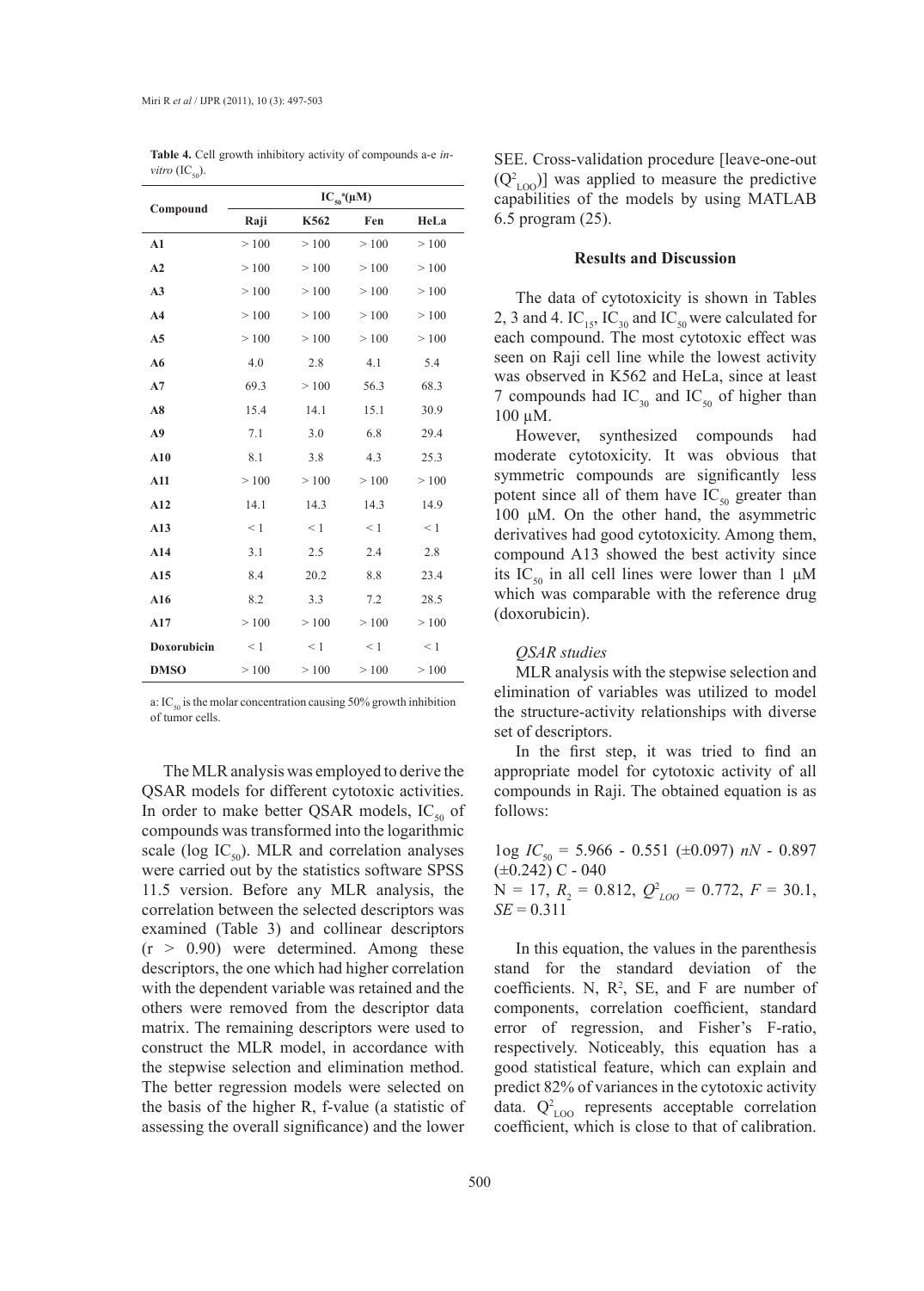**Table 4.** Cell growth inhibitory activity of compounds a-e *in-vitro* ($IC_{50}$).

| Compound | $IC_{50}$[a](μM) | | | |
|---|---|---|---|---|
| | Raji | K562 | Fen | HeLa |
| **A1** | > 100 | > 100 | > 100 | > 100 |
| **A2** | > 100 | > 100 | > 100 | > 100 |
| **A3** | > 100 | > 100 | > 100 | > 100 |
| **A4** | > 100 | > 100 | > 100 | > 100 |
| **A5** | > 100 | > 100 | > 100 | > 100 |
| **A6** | 4.0 | 2.8 | 4.1 | 5.4 |
| **A7** | 69.3 | > 100 | 56.3 | 68.3 |
| **A8** | 15.4 | 14.1 | 15.1 | 30.9 |
| **A9** | 7.1 | 3.0 | 6.8 | 29.4 |
| **A10** | 8.1 | 3.8 | 4.3 | 25.3 |
| **A11** | > 100 | > 100 | > 100 | > 100 |
| **A12** | 14.1 | 14.3 | 14.3 | 14.9 |
| **A13** | < 1 | < 1 | < 1 | < 1 |
| **A14** | 3.1 | 2.5 | 2.4 | 2.8 |
| **A15** | 8.4 | 20.2 | 8.8 | 23.4 |
| **A16** | 8.2 | 3.3 | 7.2 | 28.5 |
| **A17** | > 100 | > 100 | > 100 | > 100 |
| **Doxorubicin** | < 1 | < 1 | < 1 | < 1 |
| **DMSO** | > 100 | > 100 | > 100 | > 100 |

a: $IC_{50}$ is the molar concentration causing 50% growth inhibition of tumor cells.

The MLR analysis was employed to derive the QSAR models for different cytotoxic activities. In order to make better QSAR models, $IC_{50}$ of compounds was transformed into the logarithmic scale ($\log IC_{50}$). MLR and correlation analyses were carried out by the statistics software SPSS 11.5 version. Before any MLR analysis, the correlation between the selected descriptors was examined (Table 3) and collinear descriptors ($r > 0.90$) were determined. Among these descriptors, the one which had higher correlation with the dependent variable was retained and the others were removed from the descriptor data matrix. The remaining descriptors were used to construct the MLR model, in accordance with the stepwise selection and elimination method. The better regression models were selected on the basis of the higher R, f-value (a statistic of assessing the overall significance) and the lower SEE. Cross-validation procedure [leave-one-out ($Q^2_{LOO}$)] was applied to measure the predictive capabilities of the models by using MATLAB 6.5 program (25).

## Results and Discussion

The data of cytotoxicity is shown in Tables 2, 3 and 4. $IC_{15}$, $IC_{30}$ and $IC_{50}$ were calculated for each compound. The most cytotoxic effect was seen on Raji cell line while the lowest activity was observed in K562 and HeLa, since at least 7 compounds had $IC_{30}$ and $IC_{50}$ of higher than 100 μM.

However, synthesized compounds had moderate cytotoxicity. It was obvious that symmetric compounds are significantly less potent since all of them have $IC_{50}$ greater than 100 μM. On the other hand, the asymmetric derivatives had good cytotoxicity. Among them, compound A13 showed the best activity since its $IC_{50}$ in all cell lines were lower than 1 μM which was comparable with the reference drug (doxorubicin).

### *QSAR studies*

MLR analysis with the stepwise selection and elimination of variables was utilized to model the structure-activity relationships with diverse set of descriptors.

In the first step, it was tried to find an appropriate model for cytotoxic activity of all compounds in Raji. The obtained equation is as follows:

$$\log IC_{50} = 5.966 - 0.551\ (\pm 0.097)\ nN - 0.897\ (\pm 0.242)\ \text{C - 040}$$

$$N = 17,\ R_2 = 0.812,\ Q^2_{LOO} = 0.772,\ F = 30.1,\ SE = 0.311$$

In this equation, the values in the parenthesis stand for the standard deviation of the coefficients. N, $R^2$, SE, and F are number of components, correlation coefficient, standard error of regression, and Fisher's F-ratio, respectively. Noticeably, this equation has a good statistical feature, which can explain and predict 82% of variances in the cytotoxic activity data. $Q^2_{LOO}$ represents acceptable correlation coefficient, which is close to that of calibration.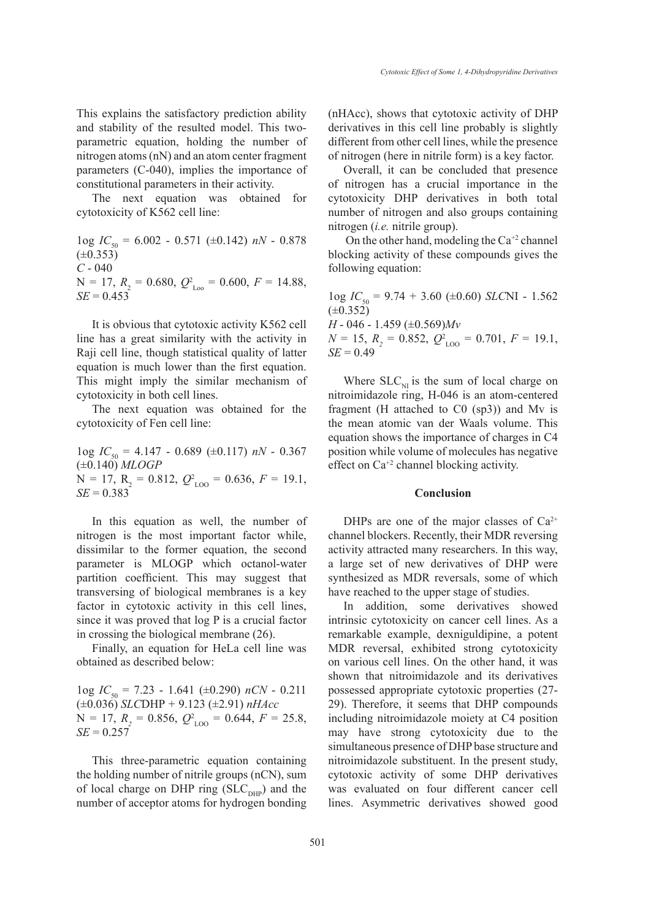This explains the satisfactory prediction ability and stability of the resulted model. This two-parametric equation, holding the number of nitrogen atoms (nN) and an atom center fragment parameters (C-040), implies the importance of constitutional parameters in their activity.

The next equation was obtained for cytotoxicity of K562 cell line:

$$\log IC_{50} = 6.002 - 0.571\ (\pm 0.142)\ nN - 0.878\ (\pm 0.353)\ C\text{-}040$$

$N = 17$, $R_2 = 0.680$, $Q^2_{Loo} = 0.600$, $F = 14.88$, $SE = 0.453$

It is obvious that cytotoxic activity K562 cell line has a great similarity with the activity in Raji cell line, though statistical quality of latter equation is much lower than the first equation. This might imply the similar mechanism of cytotoxicity in both cell lines.

The next equation was obtained for the cytotoxicity of Fen cell line:

$$\log IC_{50} = 4.147 - 0.689\ (\pm 0.117)\ nN - 0.367\ (\pm 0.140)\ MLOGP$$

$N = 17$, $R_2 = 0.812$, $Q^2_{LOO} = 0.636$, $F = 19.1$, $SE = 0.383$

In this equation as well, the number of nitrogen is the most important factor while, dissimilar to the former equation, the second parameter is MLOGP which octanol-water partition coefficient. This may suggest that transversing of biological membranes is a key factor in cytotoxic activity in this cell lines, since it was proved that log P is a crucial factor in crossing the biological membrane (26).

Finally, an equation for HeLa cell line was obtained as described below:

$$\log IC_{50} = 7.23 - 1.641\ (\pm 0.290)\ nCN - 0.211\ (\pm 0.036)\ SLCDHP + 9.123\ (\pm 2.91)\ nHAcc$$

$N = 17$, $R_2 = 0.856$, $Q^2_{LOO} = 0.644$, $F = 25.8$, $SE = 0.257$

This three-parametric equation containing the holding number of nitrile groups (nCN), sum of local charge on DHP ring ($SLC_{DHP}$) and the number of acceptor atoms for hydrogen bonding (nHAcc), shows that cytotoxic activity of DHP derivatives in this cell line probably is slightly different from other cell lines, while the presence of nitrogen (here in nitrile form) is a key factor.

Overall, it can be concluded that presence of nitrogen has a crucial importance in the cytotoxicity DHP derivatives in both total number of nitrogen and also groups containing nitrogen (*i.e.* nitrile group).

On the other hand, modeling the $Ca^{+2}$ channel blocking activity of these compounds gives the following equation:

$$\log IC_{50} = 9.74 + 3.60\ (\pm 0.60)\ SLCNI - 1.562\ (\pm 0.352)\ H\text{-}046 - 1.459\ (\pm 0.569) Mv$$

$N = 15$, $R_2 = 0.852$, $Q^2_{LOO} = 0.701$, $F = 19.1$, $SE = 0.49$

Where $SLC_{NI}$ is the sum of local charge on nitroimidazole ring, H-046 is an atom-centered fragment (H attached to C0 (sp3)) and Mv is the mean atomic van der Waals volume. This equation shows the importance of charges in C4 position while volume of molecules has negative effect on $Ca^{+2}$ channel blocking activity.

## Conclusion

DHPs are one of the major classes of $Ca^{2+}$ channel blockers. Recently, their MDR reversing activity attracted many researchers. In this way, a large set of new derivatives of DHP were synthesized as MDR reversals, some of which have reached to the upper stage of studies.

In addition, some derivatives showed intrinsic cytotoxicity on cancer cell lines. As a remarkable example, dexniguldipine, a potent MDR reversal, exhibited strong cytotoxicity on various cell lines. On the other hand, it was shown that nitroimidazole and its derivatives possessed appropriate cytotoxic properties (27-29). Therefore, it seems that DHP compounds including nitroimidazole moiety at C4 position may have strong cytotoxicity due to the simultaneous presence of DHP base structure and nitroimidazole substituent. In the present study, cytotoxic activity of some DHP derivatives was evaluated on four different cancer cell lines. Asymmetric derivatives showed good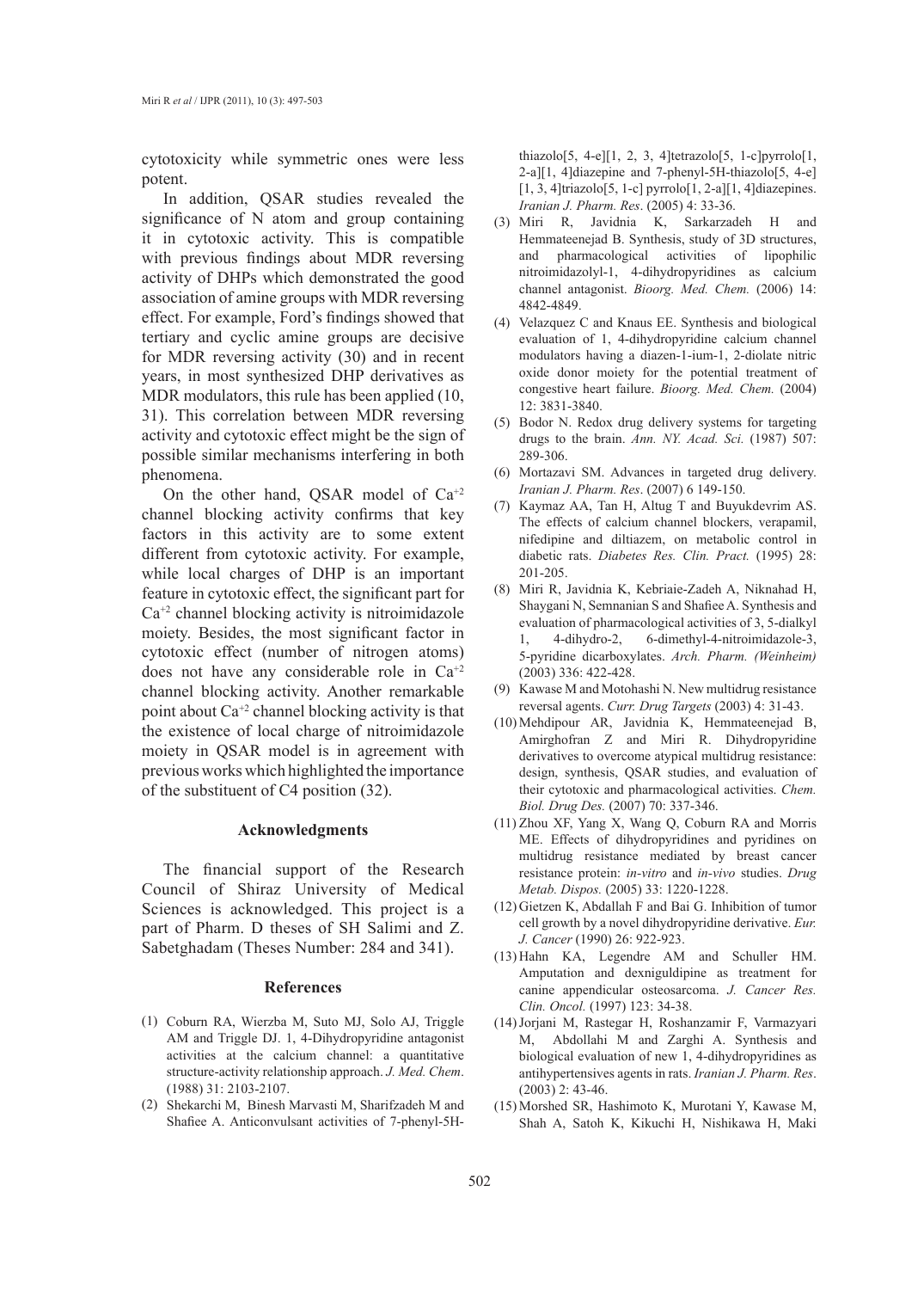cytotoxicity while symmetric ones were less potent.

In addition, QSAR studies revealed the significance of N atom and group containing it in cytotoxic activity. This is compatible with previous findings about MDR reversing activity of DHPs which demonstrated the good association of amine groups with MDR reversing effect. For example, Ford's findings showed that tertiary and cyclic amine groups are decisive for MDR reversing activity (30) and in recent years, in most synthesized DHP derivatives as MDR modulators, this rule has been applied (10, 31). This correlation between MDR reversing activity and cytotoxic effect might be the sign of possible similar mechanisms interfering in both phenomena.

On the other hand, QSAR model of $Ca^{+2}$ channel blocking activity confirms that key factors in this activity are to some extent different from cytotoxic activity. For example, while local charges of DHP is an important feature in cytotoxic effect, the significant part for $Ca^{+2}$ channel blocking activity is nitroimidazole moiety. Besides, the most significant factor in cytotoxic effect (number of nitrogen atoms) does not have any considerable role in $Ca^{+2}$ channel blocking activity. Another remarkable point about $Ca^{+2}$ channel blocking activity is that the existence of local charge of nitroimidazole moiety in QSAR model is in agreement with previous works which highlighted the importance of the substituent of C4 position (32).

## Acknowledgments

The financial support of the Research Council of Shiraz University of Medical Sciences is acknowledged. This project is a part of Pharm. D theses of SH Salimi and Z. Sabetghadam (Theses Number: 284 and 341).

## References

(1) Coburn RA, Wierzba M, Suto MJ, Solo AJ, Triggle AM and Triggle DJ. 1, 4-Dihydropyridine antagonist activities at the calcium channel: a quantitative structure-activity relationship approach. *J. Med. Chem*. (1988) 31: 2103-2107.

(2) Shekarchi M, Binesh Marvasti M, Sharifzadeh M and Shafiee A. Anticonvulsant activities of 7-phenyl-5H-thiazolo[5, 4-e][1, 2, 3, 4]tetrazolo[5, 1-c]pyrrolo[1, 2-a][1, 4]diazepine and 7-phenyl-5H-thiazolo[5, 4-e][1, 3, 4]triazolo[5, 1-c] pyrrolo[1, 2-a][1, 4]diazepines. *Iranian J. Pharm. Res*. (2005) 4: 33-36.

(3) Miri R, Javidnia K, Sarkarzadeh H and Hemmateenejad B. Synthesis, study of 3D structures, and pharmacological activities of lipophilic nitroimidazolyl-1, 4-dihydropyridines as calcium channel antagonist. *Bioorg. Med. Chem.* (2006) 14: 4842-4849.

(4) Velazquez C and Knaus EE. Synthesis and biological evaluation of 1, 4-dihydropyridine calcium channel modulators having a diazen-1-ium-1, 2-diolate nitric oxide donor moiety for the potential treatment of congestive heart failure. *Bioorg. Med. Chem.* (2004) 12: 3831-3840.

(5) Bodor N. Redox drug delivery systems for targeting drugs to the brain. *Ann. NY. Acad. Sci.* (1987) 507: 289-306.

(6) Mortazavi SM. Advances in targeted drug delivery. *Iranian J. Pharm. Res*. (2007) 6 149-150.

(7) Kaymaz AA, Tan H, Altug T and Buyukdevrim AS. The effects of calcium channel blockers, verapamil, nifedipine and diltiazem, on metabolic control in diabetic rats. *Diabetes Res. Clin. Pract.* (1995) 28: 201-205.

(8) Miri R, Javidnia K, Kebriaie-Zadeh A, Niknahad H, Shaygani N, Semnanian S and Shafiee A. Synthesis and evaluation of pharmacological activities of 3, 5-dialkyl 1, 4-dihydro-2, 6-dimethyl-4-nitroimidazole-3, 5-pyridine dicarboxylates. *Arch. Pharm. (Weinheim)* (2003) 336: 422-428.

(9) Kawase M and Motohashi N. New multidrug resistance reversal agents. *Curr. Drug Targets* (2003) 4: 31-43.

(10) Mehdipour AR, Javidnia K, Hemmateenejad B, Amirghofran Z and Miri R. Dihydropyridine derivatives to overcome atypical multidrug resistance: design, synthesis, QSAR studies, and evaluation of their cytotoxic and pharmacological activities. *Chem. Biol. Drug Des.* (2007) 70: 337-346.

(11) Zhou XF, Yang X, Wang Q, Coburn RA and Morris ME. Effects of dihydropyridines and pyridines on multidrug resistance mediated by breast cancer resistance protein: *in-vitro* and *in-vivo* studies. *Drug Metab. Dispos.* (2005) 33: 1220-1228.

(12) Gietzen K, Abdallah F and Bai G. Inhibition of tumor cell growth by a novel dihydropyridine derivative. *Eur. J. Cancer* (1990) 26: 922-923.

(13) Hahn KA, Legendre AM and Schuller HM. Amputation and dexniguldipine as treatment for canine appendicular osteosarcoma. *J. Cancer Res. Clin. Oncol.* (1997) 123: 34-38.

(14) Jorjani M, Rastegar H, Roshanzamir F, Varmazyari M, Abdollahi M and Zarghi A. Synthesis and biological evaluation of new 1, 4-dihydropyridines as antihypertensives agents in rats. *Iranian J. Pharm. Res*. (2003) 2: 43-46.

(15) Morshed SR, Hashimoto K, Murotani Y, Kawase M, Shah A, Satoh K, Kikuchi H, Nishikawa H, Maki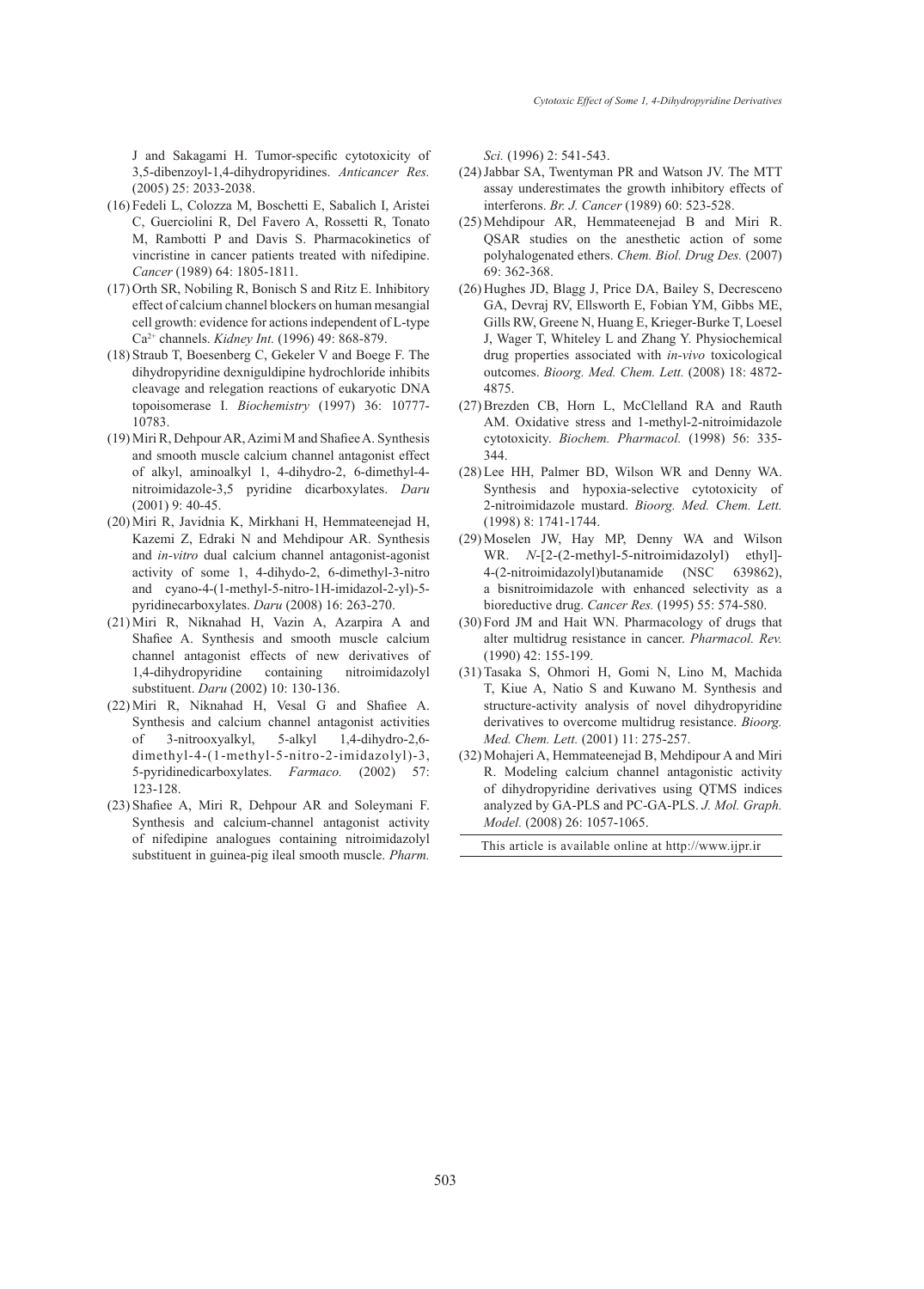J and Sakagami H. Tumor-specific cytotoxicity of 3,5-dibenzoyl-1,4-dihydropyridines. *Anticancer Res.* (2005) 25: 2033-2038.

(16) Fedeli L, Colozza M, Boschetti E, Sabalich I, Aristei C, Guerciolini R, Del Favero A, Rossetti R, Tonato M, Rambotti P and Davis S. Pharmacokinetics of vincristine in cancer patients treated with nifedipine. *Cancer* (1989) 64: 1805-1811.

(17) Orth SR, Nobiling R, Bonisch S and Ritz E. Inhibitory effect of calcium channel blockers on human mesangial cell growth: evidence for actions independent of L-type $Ca^{2+}$ channels. *Kidney Int.* (1996) 49: 868-879.

(18) Straub T, Boesenberg C, Gekeler V and Boege F. The dihydropyridine dexniguldipine hydrochloride inhibits cleavage and relegation reactions of eukaryotic DNA topoisomerase I. *Biochemistry* (1997) 36: 10777-10783.

(19) Miri R, Dehpour AR, Azimi M and Shafiee A. Synthesis and smooth muscle calcium channel antagonist effect of alkyl, aminoalkyl 1, 4-dihydro-2, 6-dimethyl-4-nitroimidazole-3,5 pyridine dicarboxylates. *Daru* (2001) 9: 40-45.

(20) Miri R, Javidnia K, Mirkhani H, Hemmateenejad H, Kazemi Z, Edraki N and Mehdipour AR. Synthesis and *in-vitro* dual calcium channel antagonist-agonist activity of some 1, 4-dihydo-2, 6-dimethyl-3-nitro and cyano-4-(1-methyl-5-nitro-1H-imidazol-2-yl)-5-pyridinecarboxylates. *Daru* (2008) 16: 263-270.

(21) Miri R, Niknahad H, Vazin A, Azarpira A and Shafiee A. Synthesis and smooth muscle calcium channel antagonist effects of new derivatives of 1,4-dihydropyridine containing nitroimidazolyl substituent. *Daru* (2002) 10: 130-136.

(22) Miri R, Niknahad H, Vesal G and Shafiee A. Synthesis and calcium channel antagonist activities of 3-nitrooxyalkyl, 5-alkyl 1,4-dihydro-2,6-dimethyl-4-(1-methyl-5-nitro-2-imidazolyl)-3, 5-pyridinedicarboxylates. *Farmaco.* (2002) 57: 123-128.

(23) Shafiee A, Miri R, Dehpour AR and Soleymani F. Synthesis and calcium-channel antagonist activity of nifedipine analogues containing nitroimidazolyl substituent in guinea-pig ileal smooth muscle. *Pharm. Sci.* (1996) 2: 541-543.

(24) Jabbar SA, Twentyman PR and Watson JV. The MTT assay underestimates the growth inhibitory effects of interferons. *Br. J. Cancer* (1989) 60: 523-528.

(25) Mehdipour AR, Hemmateenejad B and Miri R. QSAR studies on the anesthetic action of some polyhalogenated ethers. *Chem. Biol. Drug Des.* (2007) 69: 362-368.

(26) Hughes JD, Blagg J, Price DA, Bailey S, Decresceno GA, Devraj RV, Ellsworth E, Fobian YM, Gibbs ME, Gills RW, Greene N, Huang E, Krieger-Burke T, Loesel J, Wager T, Whiteley L and Zhang Y. Physiochemical drug properties associated with *in-vivo* toxicological outcomes. *Bioorg. Med. Chem. Lett.* (2008) 18: 4872-4875.

(27) Brezden CB, Horn L, McClelland RA and Rauth AM. Oxidative stress and 1-methyl-2-nitroimidazole cytotoxicity. *Biochem. Pharmacol.* (1998) 56: 335-344.

(28) Lee HH, Palmer BD, Wilson WR and Denny WA. Synthesis and hypoxia-selective cytotoxicity of 2-nitroimidazole mustard. *Bioorg. Med. Chem. Lett.* (1998) 8: 1741-1744.

(29) Moselen JW, Hay MP, Denny WA and Wilson WR. *N*-[2-(2-methyl-5-nitroimidazolyl) ethyl]-4-(2-nitroimidazolyl)butanamide (NSC 639862), a bisnitroimidazole with enhanced selectivity as a bioreductive drug. *Cancer Res.* (1995) 55: 574-580.

(30) Ford JM and Hait WN. Pharmacology of drugs that alter multidrug resistance in cancer. *Pharmacol. Rev.* (1990) 42: 155-199.

(31) Tasaka S, Ohmori H, Gomi N, Lino M, Machida T, Kiue A, Natio S and Kuwano M. Synthesis and structure-activity analysis of novel dihydropyridine derivatives to overcome multidrug resistance. *Bioorg. Med. Chem. Lett.* (2001) 11: 275-257.

(32) Mohajeri A, Hemmateenejad B, Mehdipour A and Miri R. Modeling calcium channel antagonistic activity of dihydropyridine derivatives using QTMS indices analyzed by GA-PLS and PC-GA-PLS. *J. Mol. Graph. Model.* (2008) 26: 1057-1065.

This article is available online at http://www.ijpr.ir